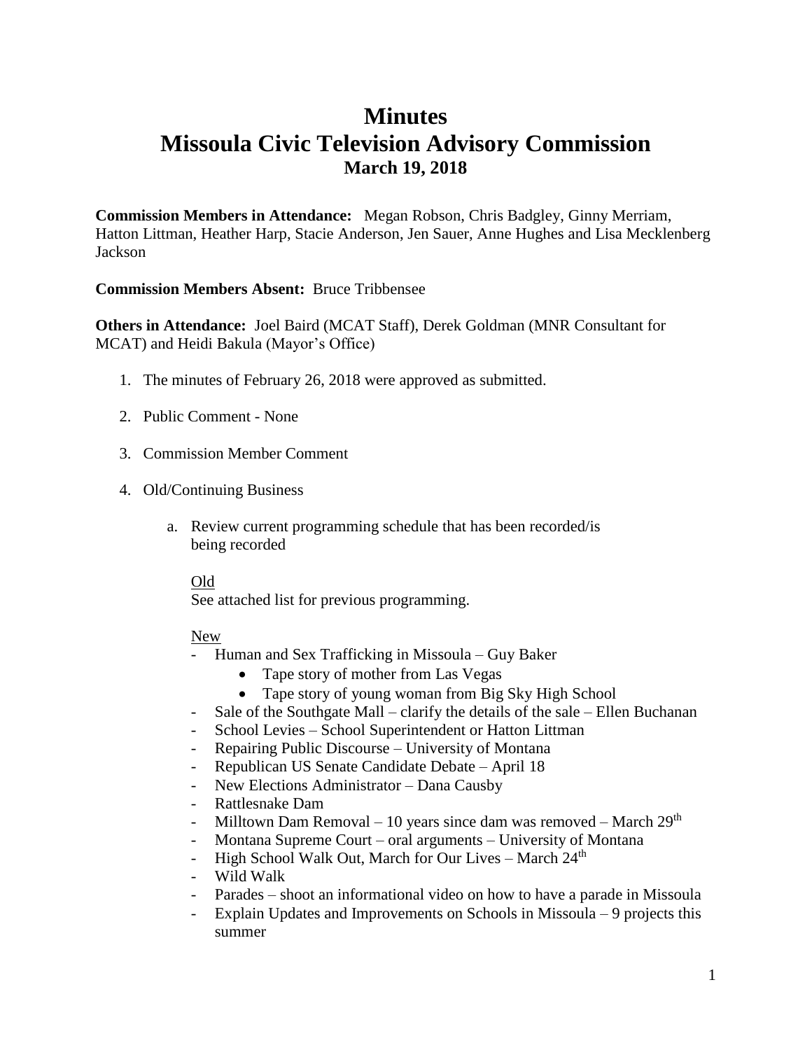# Minutes
# Missoula Civic Television Advisory Commission
### March 19, 2018

**Commission Members in Attendance:** Megan Robson, Chris Badgley, Ginny Merriam, Hatton Littman, Heather Harp, Stacie Anderson, Jen Sauer, Anne Hughes and Lisa Mecklenberg Jackson

**Commission Members Absent:** Bruce Tribbensee

**Others in Attendance:** Joel Baird (MCAT Staff), Derek Goldman (MNR Consultant for MCAT) and Heidi Bakula (Mayor's Office)

1. The minutes of February 26, 2018 were approved as submitted.

2. Public Comment - None

3. Commission Member Comment

4. Old/Continuing Business

   a. Review current programming schedule that has been recorded/is being recorded

      Old
      See attached list for previous programming.

      New
      - Human and Sex Trafficking in Missoula – Guy Baker
        - Tape story of mother from Las Vegas
        - Tape story of young woman from Big Sky High School
      - Sale of the Southgate Mall – clarify the details of the sale – Ellen Buchanan
      - School Levies – School Superintendent or Hatton Littman
      - Repairing Public Discourse – University of Montana
      - Republican US Senate Candidate Debate – April 18
      - New Elections Administrator – Dana Causby
      - Rattlesnake Dam
      - Milltown Dam Removal – 10 years since dam was removed – March 29th
      - Montana Supreme Court – oral arguments – University of Montana
      - High School Walk Out, March for Our Lives – March 24th
      - Wild Walk
      - Parades – shoot an informational video on how to have a parade in Missoula
      - Explain Updates and Improvements on Schools in Missoula – 9 projects this summer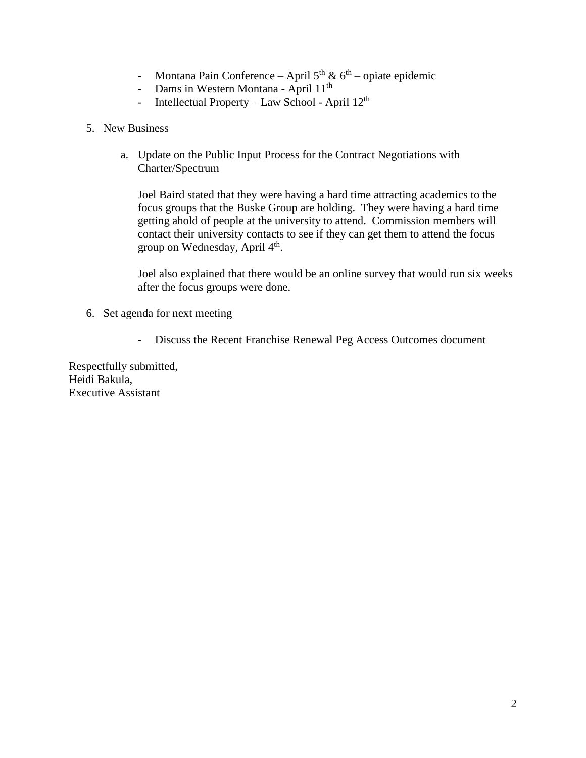- Montana Pain Conference – April 5th & 6th – opiate epidemic
- Dams in Western Montana - April 11th
- Intellectual Property – Law School - April 12th

5. New Business

   a. Update on the Public Input Process for the Contract Negotiations with Charter/Spectrum

      Joel Baird stated that they were having a hard time attracting academics to the focus groups that the Buske Group are holding. They were having a hard time getting ahold of people at the university to attend. Commission members will contact their university contacts to see if they can get them to attend the focus group on Wednesday, April 4th.

      Joel also explained that there would be an online survey that would run six weeks after the focus groups were done.

6. Set agenda for next meeting

   - Discuss the Recent Franchise Renewal Peg Access Outcomes document

Respectfully submitted,
Heidi Bakula,
Executive Assistant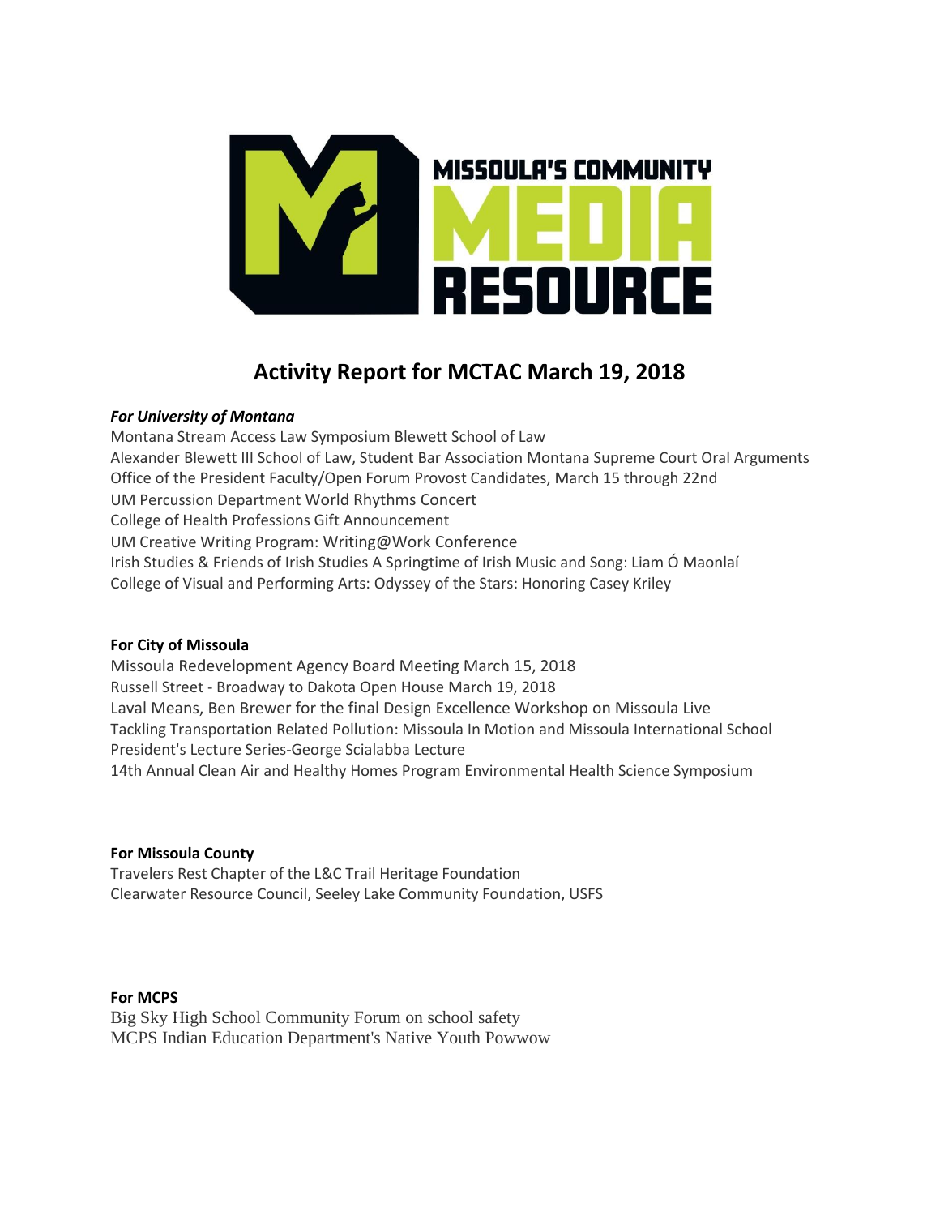# Activity Report for MCTAC March 19, 2018

***For University of Montana***

Montana Stream Access Law Symposium Blewett School of Law
Alexander Blewett III School of Law, Student Bar Association Montana Supreme Court Oral Arguments
Office of the President Faculty/Open Forum Provost Candidates, March 15 through 22nd
UM Percussion Department World Rhythms Concert
College of Health Professions Gift Announcement
UM Creative Writing Program: Writing@Work Conference
Irish Studies & Friends of Irish Studies A Springtime of Irish Music and Song: Liam Ó Maonlaí
College of Visual and Performing Arts: Odyssey of the Stars: Honoring Casey Kriley

**For City of Missoula**

Missoula Redevelopment Agency Board Meeting March 15, 2018
Russell Street - Broadway to Dakota Open House March 19, 2018
Laval Means, Ben Brewer for the final Design Excellence Workshop on Missoula Live
Tackling Transportation Related Pollution: Missoula In Motion and Missoula International School
President's Lecture Series-George Scialabba Lecture
14th Annual Clean Air and Healthy Homes Program Environmental Health Science Symposium

**For Missoula County**

Travelers Rest Chapter of the L&C Trail Heritage Foundation
Clearwater Resource Council, Seeley Lake Community Foundation, USFS

**For MCPS**

Big Sky High School Community Forum on school safety
MCPS Indian Education Department's Native Youth Powwow